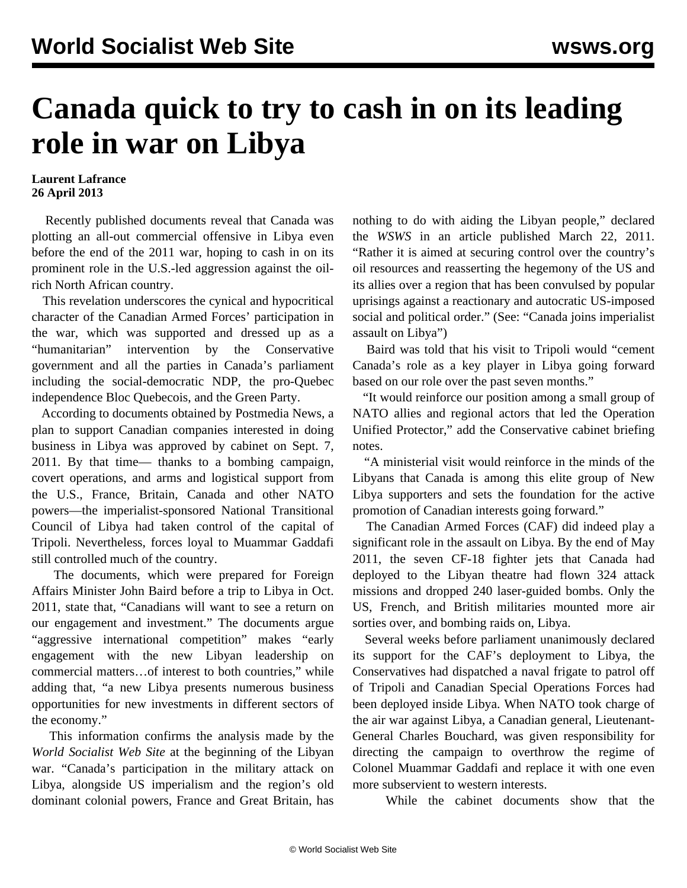# Canada quick to try to cash in on its leading role in war on Libya

**Laurent Lafrance**
**26 April 2013**

Recently published documents reveal that Canada was plotting an all-out commercial offensive in Libya even before the end of the 2011 war, hoping to cash in on its prominent role in the U.S.-led aggression against the oil-rich North African country.

This revelation underscores the cynical and hypocritical character of the Canadian Armed Forces' participation in the war, which was supported and dressed up as a "humanitarian" intervention by the Conservative government and all the parties in Canada's parliament including the social-democratic NDP, the pro-Quebec independence Bloc Quebecois, and the Green Party.

According to documents obtained by Postmedia News, a plan to support Canadian companies interested in doing business in Libya was approved by cabinet on Sept. 7, 2011. By that time— thanks to a bombing campaign, covert operations, and arms and logistical support from the U.S., France, Britain, Canada and other NATO powers—the imperialist-sponsored National Transitional Council of Libya had taken control of the capital of Tripoli. Nevertheless, forces loyal to Muammar Gaddafi still controlled much of the country.

The documents, which were prepared for Foreign Affairs Minister John Baird before a trip to Libya in Oct. 2011, state that, "Canadians will want to see a return on our engagement and investment." The documents argue "aggressive international competition" makes "early engagement with the new Libyan leadership on commercial matters…of interest to both countries," while adding that, "a new Libya presents numerous business opportunities for new investments in different sectors of the economy."

This information confirms the analysis made by the *World Socialist Web Site* at the beginning of the Libyan war. "Canada's participation in the military attack on Libya, alongside US imperialism and the region's old dominant colonial powers, France and Great Britain, has nothing to do with aiding the Libyan people," declared the *WSWS* in an article published March 22, 2011. "Rather it is aimed at securing control over the country's oil resources and reasserting the hegemony of the US and its allies over a region that has been convulsed by popular uprisings against a reactionary and autocratic US-imposed social and political order." (See: "Canada joins imperialist assault on Libya")

Baird was told that his visit to Tripoli would "cement Canada's role as a key player in Libya going forward based on our role over the past seven months."

"It would reinforce our position among a small group of NATO allies and regional actors that led the Operation Unified Protector," add the Conservative cabinet briefing notes.

"A ministerial visit would reinforce in the minds of the Libyans that Canada is among this elite group of New Libya supporters and sets the foundation for the active promotion of Canadian interests going forward."

The Canadian Armed Forces (CAF) did indeed play a significant role in the assault on Libya. By the end of May 2011, the seven CF-18 fighter jets that Canada had deployed to the Libyan theatre had flown 324 attack missions and dropped 240 laser-guided bombs. Only the US, French, and British militaries mounted more air sorties over, and bombing raids on, Libya.

Several weeks before parliament unanimously declared its support for the CAF's deployment to Libya, the Conservatives had dispatched a naval frigate to patrol off of Tripoli and Canadian Special Operations Forces had been deployed inside Libya. When NATO took charge of the air war against Libya, a Canadian general, Lieutenant-General Charles Bouchard, was given responsibility for directing the campaign to overthrow the regime of Colonel Muammar Gaddafi and replace it with one even more subservient to western interests.

While the cabinet documents show that the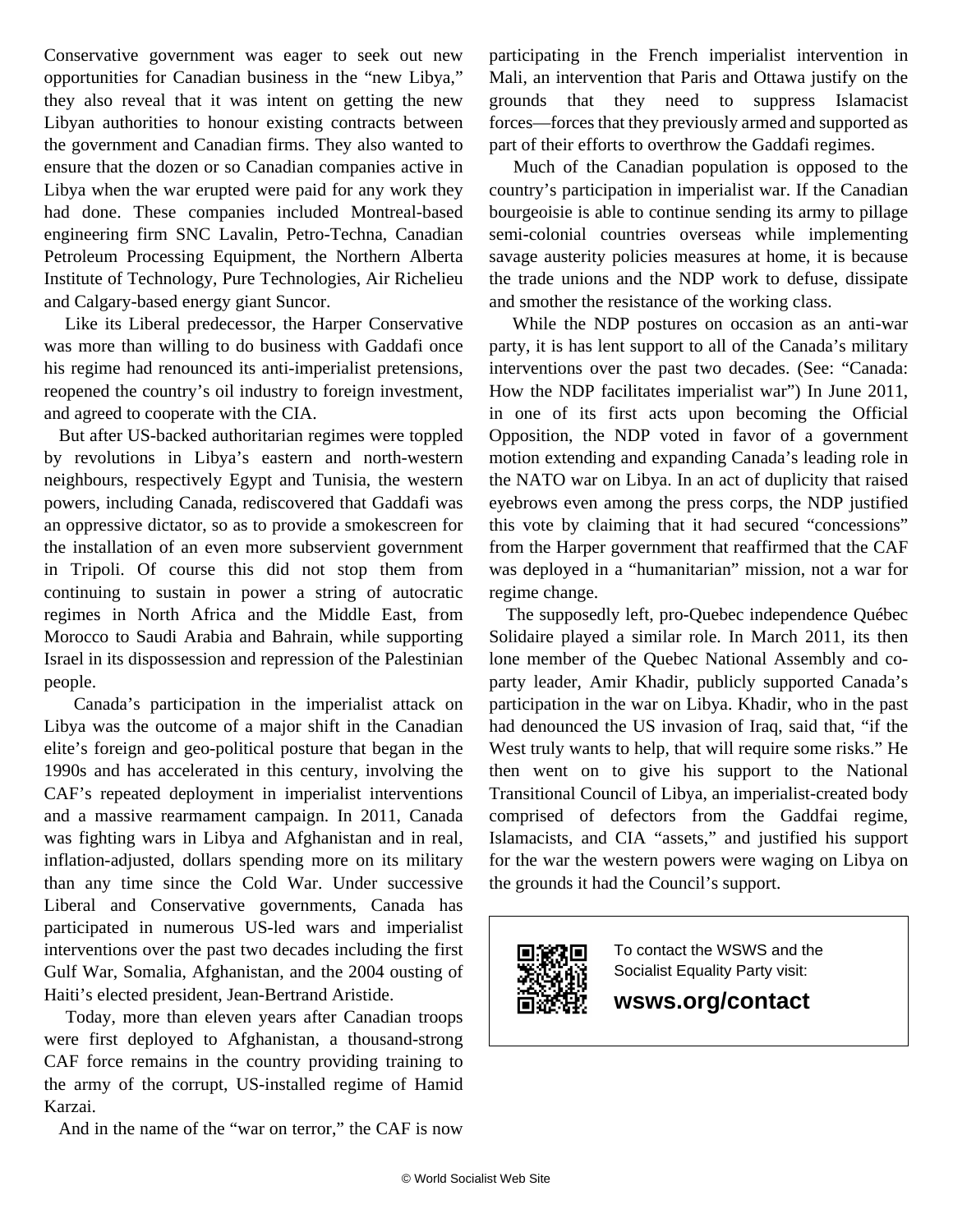Conservative government was eager to seek out new opportunities for Canadian business in the "new Libya," they also reveal that it was intent on getting the new Libyan authorities to honour existing contracts between the government and Canadian firms. They also wanted to ensure that the dozen or so Canadian companies active in Libya when the war erupted were paid for any work they had done. These companies included Montreal-based engineering firm SNC Lavalin, Petro-Techna, Canadian Petroleum Processing Equipment, the Northern Alberta Institute of Technology, Pure Technologies, Air Richelieu and Calgary-based energy giant Suncor.

Like its Liberal predecessor, the Harper Conservative was more than willing to do business with Gaddafi once his regime had renounced its anti-imperialist pretensions, reopened the country's oil industry to foreign investment, and agreed to cooperate with the CIA.

But after US-backed authoritarian regimes were toppled by revolutions in Libya's eastern and north-western neighbours, respectively Egypt and Tunisia, the western powers, including Canada, rediscovered that Gaddafi was an oppressive dictator, so as to provide a smokescreen for the installation of an even more subservient government in Tripoli. Of course this did not stop them from continuing to sustain in power a string of autocratic regimes in North Africa and the Middle East, from Morocco to Saudi Arabia and Bahrain, while supporting Israel in its dispossession and repression of the Palestinian people.

Canada's participation in the imperialist attack on Libya was the outcome of a major shift in the Canadian elite's foreign and geo-political posture that began in the 1990s and has accelerated in this century, involving the CAF's repeated deployment in imperialist interventions and a massive rearmament campaign. In 2011, Canada was fighting wars in Libya and Afghanistan and in real, inflation-adjusted, dollars spending more on its military than any time since the Cold War. Under successive Liberal and Conservative governments, Canada has participated in numerous US-led wars and imperialist interventions over the past two decades including the first Gulf War, Somalia, Afghanistan, and the 2004 ousting of Haiti's elected president, Jean-Bertrand Aristide.

Today, more than eleven years after Canadian troops were first deployed to Afghanistan, a thousand-strong CAF force remains in the country providing training to the army of the corrupt, US-installed regime of Hamid Karzai.

And in the name of the "war on terror," the CAF is now participating in the French imperialist intervention in Mali, an intervention that Paris and Ottawa justify on the grounds that they need to suppress Islamacist forces—forces that they previously armed and supported as part of their efforts to overthrow the Gaddafi regimes.

Much of the Canadian population is opposed to the country's participation in imperialist war. If the Canadian bourgeoisie is able to continue sending its army to pillage semi-colonial countries overseas while implementing savage austerity policies measures at home, it is because the trade unions and the NDP work to defuse, dissipate and smother the resistance of the working class.

While the NDP postures on occasion as an anti-war party, it is has lent support to all of the Canada's military interventions over the past two decades. (See: "Canada: How the NDP facilitates imperialist war") In June 2011, in one of its first acts upon becoming the Official Opposition, the NDP voted in favor of a government motion extending and expanding Canada's leading role in the NATO war on Libya. In an act of duplicity that raised eyebrows even among the press corps, the NDP justified this vote by claiming that it had secured "concessions" from the Harper government that reaffirmed that the CAF was deployed in a "humanitarian" mission, not a war for regime change.

The supposedly left, pro-Quebec independence Québec Solidaire played a similar role. In March 2011, its then lone member of the Quebec National Assembly and co-party leader, Amir Khadir, publicly supported Canada's participation in the war on Libya. Khadir, who in the past had denounced the US invasion of Iraq, said that, "if the West truly wants to help, that will require some risks." He then went on to give his support to the National Transitional Council of Libya, an imperialist-created body comprised of defectors from the Gaddfai regime, Islamacists, and CIA "assets," and justified his support for the war the western powers were waging on Libya on the grounds it had the Council's support.

To contact the WSWS and the Socialist Equality Party visit:

**wsws.org/contact**